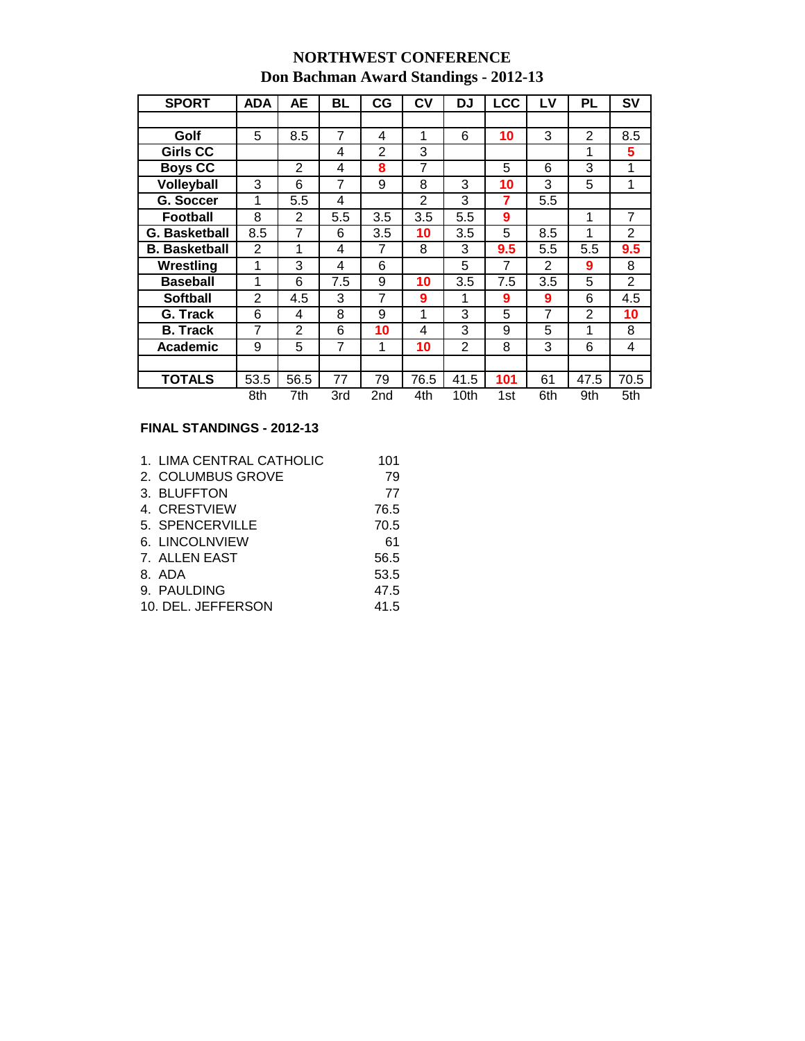# NORTHWEST CONFERENCE

## Don Bachman Award Standings - 2012-13

| SPORT | ADA | AE | BL | CG | CV | DJ | LCC | LV | PL | SV |
|---|---|---|---|---|---|---|---|---|---|---|
| | | | | | | | | | | |
| **Golf** | 5 | 8.5 | 7 | 4 | 1 | 6 | **10** | 3 | 2 | 8.5 |
| **Girls CC** | | | 4 | 2 | 3 | | | | 1 | **5** |
| **Boys CC** | | 2 | 4 | **8** | 7 | | 5 | 6 | 3 | 1 |
| **Volleyball** | 3 | 6 | 7 | 9 | 8 | 3 | **10** | 3 | 5 | 1 |
| **G. Soccer** | 1 | 5.5 | 4 | | 2 | 3 | **7** | 5.5 | | |
| **Football** | 8 | 2 | 5.5 | 3.5 | 3.5 | 5.5 | **9** | | 1 | 7 |
| **G. Basketball** | 8.5 | 7 | 6 | 3.5 | **10** | 3.5 | 5 | 8.5 | 1 | 2 |
| **B. Basketball** | 2 | 1 | 4 | 7 | 8 | 3 | **9.5** | 5.5 | 5.5 | **9.5** |
| **Wrestling** | 1 | 3 | 4 | 6 | | 5 | 7 | 2 | **9** | 8 |
| **Baseball** | 1 | 6 | 7.5 | 9 | **10** | 3.5 | 7.5 | 3.5 | 5 | 2 |
| **Softball** | 2 | 4.5 | 3 | 7 | **9** | 1 | **9** | **9** | 6 | 4.5 |
| **G. Track** | 6 | 4 | 8 | 9 | 1 | 3 | 5 | 7 | 2 | **10** |
| **B. Track** | 7 | 2 | 6 | **10** | 4 | 3 | 9 | 5 | 1 | 8 |
| **Academic** | 9 | 5 | 7 | 1 | **10** | 2 | 8 | 3 | 6 | 4 |
| | | | | | | | | | | |
| **TOTALS** | 53.5 | 56.5 | 77 | 79 | 76.5 | 41.5 | **101** | 61 | 47.5 | 70.5 |
| | 8th | 7th | 3rd | 2nd | 4th | 10th | 1st | 6th | 9th | 5th |

**FINAL STANDINGS - 2012-13**

| | |
|---|---|
| 1. LIMA CENTRAL CATHOLIC | 101 |
| 2. COLUMBUS GROVE | 79 |
| 3. BLUFFTON | 77 |
| 4. CRESTVIEW | 76.5 |
| 5. SPENCERVILLE | 70.5 |
| 6. LINCOLNVIEW | 61 |
| 7. ALLEN EAST | 56.5 |
| 8. ADA | 53.5 |
| 9. PAULDING | 47.5 |
| 10. DEL. JEFFERSON | 41.5 |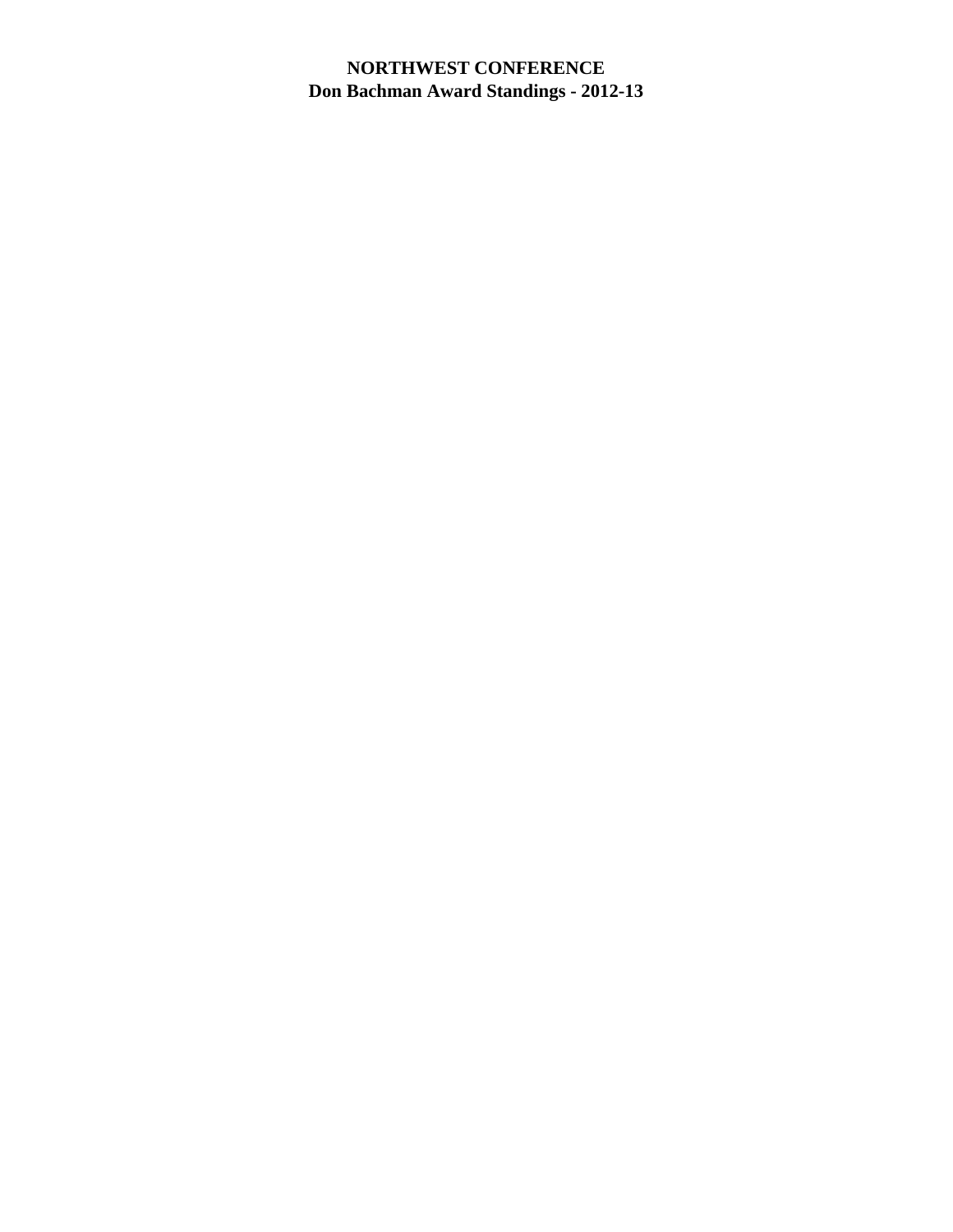**NORTHWEST CONFERENCE**
**Don Bachman Award Standings - 2012-13**